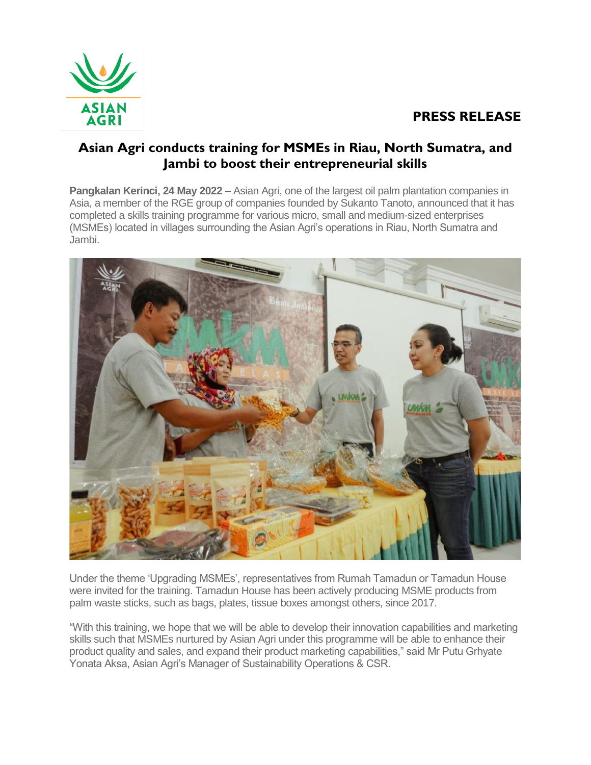**PRESS RELEASE**

# Asian Agri conducts training for MSMEs in Riau, North Sumatra, and Jambi to boost their entrepreneurial skills

**Pangkalan Kerinci, 24 May 2022** – Asian Agri, one of the largest oil palm plantation companies in Asia, a member of the RGE group of companies founded by Sukanto Tanoto, announced that it has completed a skills training programme for various micro, small and medium-sized enterprises (MSMEs) located in villages surrounding the Asian Agri's operations in Riau, North Sumatra and Jambi.

Under the theme 'Upgrading MSMEs', representatives from Rumah Tamadun or Tamadun House were invited for the training. Tamadun House has been actively producing MSME products from palm waste sticks, such as bags, plates, tissue boxes amongst others, since 2017.

"With this training, we hope that we will be able to develop their innovation capabilities and marketing skills such that MSMEs nurtured by Asian Agri under this programme will be able to enhance their product quality and sales, and expand their product marketing capabilities," said Mr Putu Grhyate Yonata Aksa, Asian Agri's Manager of Sustainability Operations & CSR.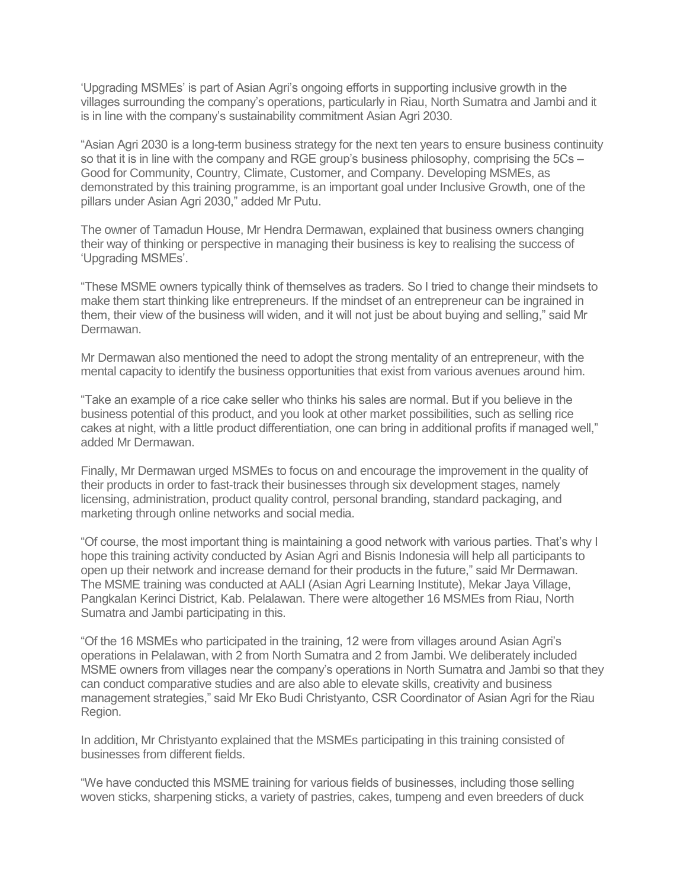'Upgrading MSMEs' is part of Asian Agri's ongoing efforts in supporting inclusive growth in the villages surrounding the company's operations, particularly in Riau, North Sumatra and Jambi and it is in line with the company's sustainability commitment Asian Agri 2030.

"Asian Agri 2030 is a long-term business strategy for the next ten years to ensure business continuity so that it is in line with the company and RGE group's business philosophy, comprising the 5Cs – Good for Community, Country, Climate, Customer, and Company. Developing MSMEs, as demonstrated by this training programme, is an important goal under Inclusive Growth, one of the pillars under Asian Agri 2030," added Mr Putu.

The owner of Tamadun House, Mr Hendra Dermawan, explained that business owners changing their way of thinking or perspective in managing their business is key to realising the success of 'Upgrading MSMEs'.

"These MSME owners typically think of themselves as traders. So I tried to change their mindsets to make them start thinking like entrepreneurs. If the mindset of an entrepreneur can be ingrained in them, their view of the business will widen, and it will not just be about buying and selling," said Mr Dermawan.

Mr Dermawan also mentioned the need to adopt the strong mentality of an entrepreneur, with the mental capacity to identify the business opportunities that exist from various avenues around him.

"Take an example of a rice cake seller who thinks his sales are normal. But if you believe in the business potential of this product, and you look at other market possibilities, such as selling rice cakes at night, with a little product differentiation, one can bring in additional profits if managed well," added Mr Dermawan.

Finally, Mr Dermawan urged MSMEs to focus on and encourage the improvement in the quality of their products in order to fast-track their businesses through six development stages, namely licensing, administration, product quality control, personal branding, standard packaging, and marketing through online networks and social media.

"Of course, the most important thing is maintaining a good network with various parties. That's why I hope this training activity conducted by Asian Agri and Bisnis Indonesia will help all participants to open up their network and increase demand for their products in the future," said Mr Dermawan. The MSME training was conducted at AALI (Asian Agri Learning Institute), Mekar Jaya Village, Pangkalan Kerinci District, Kab. Pelalawan. There were altogether 16 MSMEs from Riau, North Sumatra and Jambi participating in this.

"Of the 16 MSMEs who participated in the training, 12 were from villages around Asian Agri's operations in Pelalawan, with 2 from North Sumatra and 2 from Jambi. We deliberately included MSME owners from villages near the company's operations in North Sumatra and Jambi so that they can conduct comparative studies and are also able to elevate skills, creativity and business management strategies," said Mr Eko Budi Christyanto, CSR Coordinator of Asian Agri for the Riau Region.

In addition, Mr Christyanto explained that the MSMEs participating in this training consisted of businesses from different fields.

"We have conducted this MSME training for various fields of businesses, including those selling woven sticks, sharpening sticks, a variety of pastries, cakes, tumpeng and even breeders of duck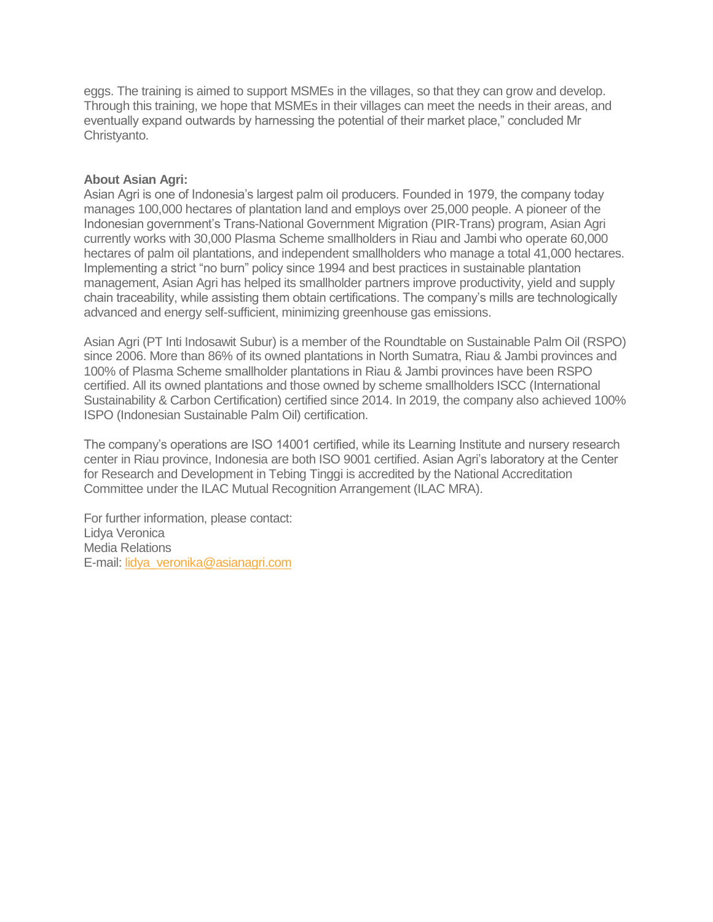eggs. The training is aimed to support MSMEs in the villages, so that they can grow and develop. Through this training, we hope that MSMEs in their villages can meet the needs in their areas, and eventually expand outwards by harnessing the potential of their market place," concluded Mr Christyanto.

**About Asian Agri:**
Asian Agri is one of Indonesia's largest palm oil producers. Founded in 1979, the company today manages 100,000 hectares of plantation land and employs over 25,000 people. A pioneer of the Indonesian government's Trans-National Government Migration (PIR-Trans) program, Asian Agri currently works with 30,000 Plasma Scheme smallholders in Riau and Jambi who operate 60,000 hectares of palm oil plantations, and independent smallholders who manage a total 41,000 hectares. Implementing a strict "no burn" policy since 1994 and best practices in sustainable plantation management, Asian Agri has helped its smallholder partners improve productivity, yield and supply chain traceability, while assisting them obtain certifications. The company's mills are technologically advanced and energy self-sufficient, minimizing greenhouse gas emissions.

Asian Agri (PT Inti Indosawit Subur) is a member of the Roundtable on Sustainable Palm Oil (RSPO) since 2006. More than 86% of its owned plantations in North Sumatra, Riau & Jambi provinces and 100% of Plasma Scheme smallholder plantations in Riau & Jambi provinces have been RSPO certified. All its owned plantations and those owned by scheme smallholders ISCC (International Sustainability & Carbon Certification) certified since 2014. In 2019, the company also achieved 100% ISPO (Indonesian Sustainable Palm Oil) certification.

The company's operations are ISO 14001 certified, while its Learning Institute and nursery research center in Riau province, Indonesia are both ISO 9001 certified. Asian Agri's laboratory at the Center for Research and Development in Tebing Tinggi is accredited by the National Accreditation Committee under the ILAC Mutual Recognition Arrangement (ILAC MRA).

For further information, please contact:
Lidya Veronica
Media Relations
E-mail: lidya_veronika@asianagri.com